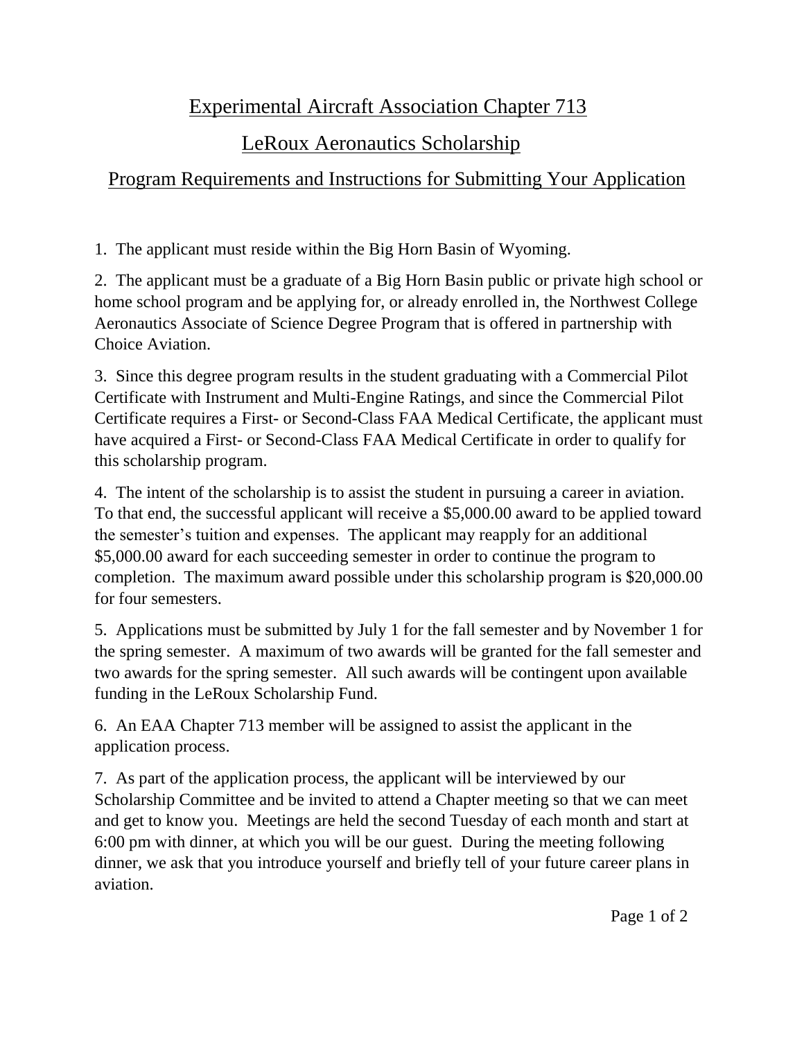# Experimental Aircraft Association Chapter 713

## LeRoux Aeronautics Scholarship

### Program Requirements and Instructions for Submitting Your Application

1. The applicant must reside within the Big Horn Basin of Wyoming.

2. The applicant must be a graduate of a Big Horn Basin public or private high school or home school program and be applying for, or already enrolled in, the Northwest College Aeronautics Associate of Science Degree Program that is offered in partnership with Choice Aviation.

3. Since this degree program results in the student graduating with a Commercial Pilot Certificate with Instrument and Multi-Engine Ratings, and since the Commercial Pilot Certificate requires a First- or Second-Class FAA Medical Certificate, the applicant must have acquired a First- or Second-Class FAA Medical Certificate in order to qualify for this scholarship program.

4. The intent of the scholarship is to assist the student in pursuing a career in aviation. To that end, the successful applicant will receive a $5,000.00 award to be applied toward the semester's tuition and expenses. The applicant may reapply for an additional $5,000.00 award for each succeeding semester in order to continue the program to completion. The maximum award possible under this scholarship program is $20,000.00 for four semesters.

5. Applications must be submitted by July 1 for the fall semester and by November 1 for the spring semester. A maximum of two awards will be granted for the fall semester and two awards for the spring semester. All such awards will be contingent upon available funding in the LeRoux Scholarship Fund.

6. An EAA Chapter 713 member will be assigned to assist the applicant in the application process.

7. As part of the application process, the applicant will be interviewed by our Scholarship Committee and be invited to attend a Chapter meeting so that we can meet and get to know you. Meetings are held the second Tuesday of each month and start at 6:00 pm with dinner, at which you will be our guest. During the meeting following dinner, we ask that you introduce yourself and briefly tell of your future career plans in aviation.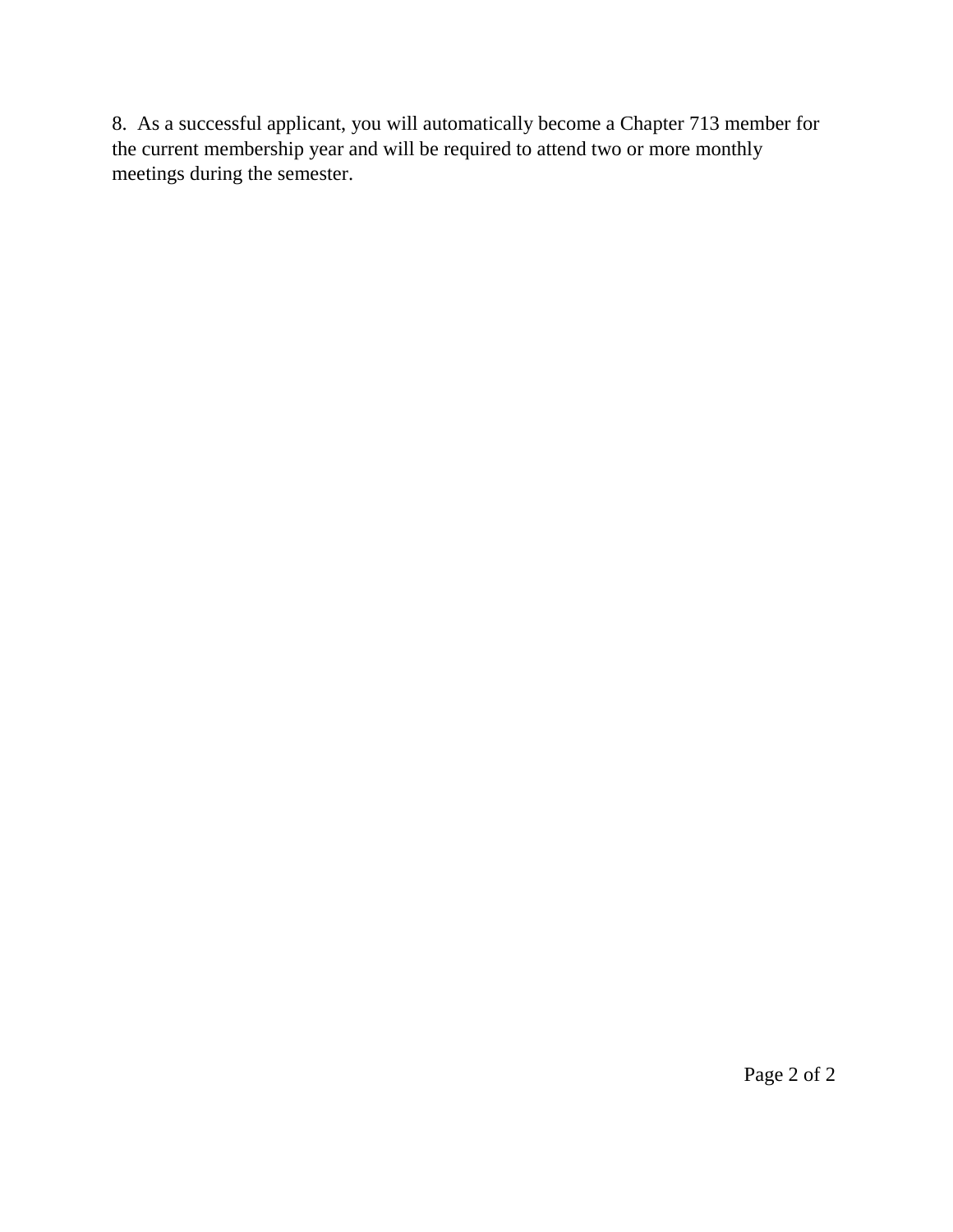8. As a successful applicant, you will automatically become a Chapter 713 member for the current membership year and will be required to attend two or more monthly meetings during the semester.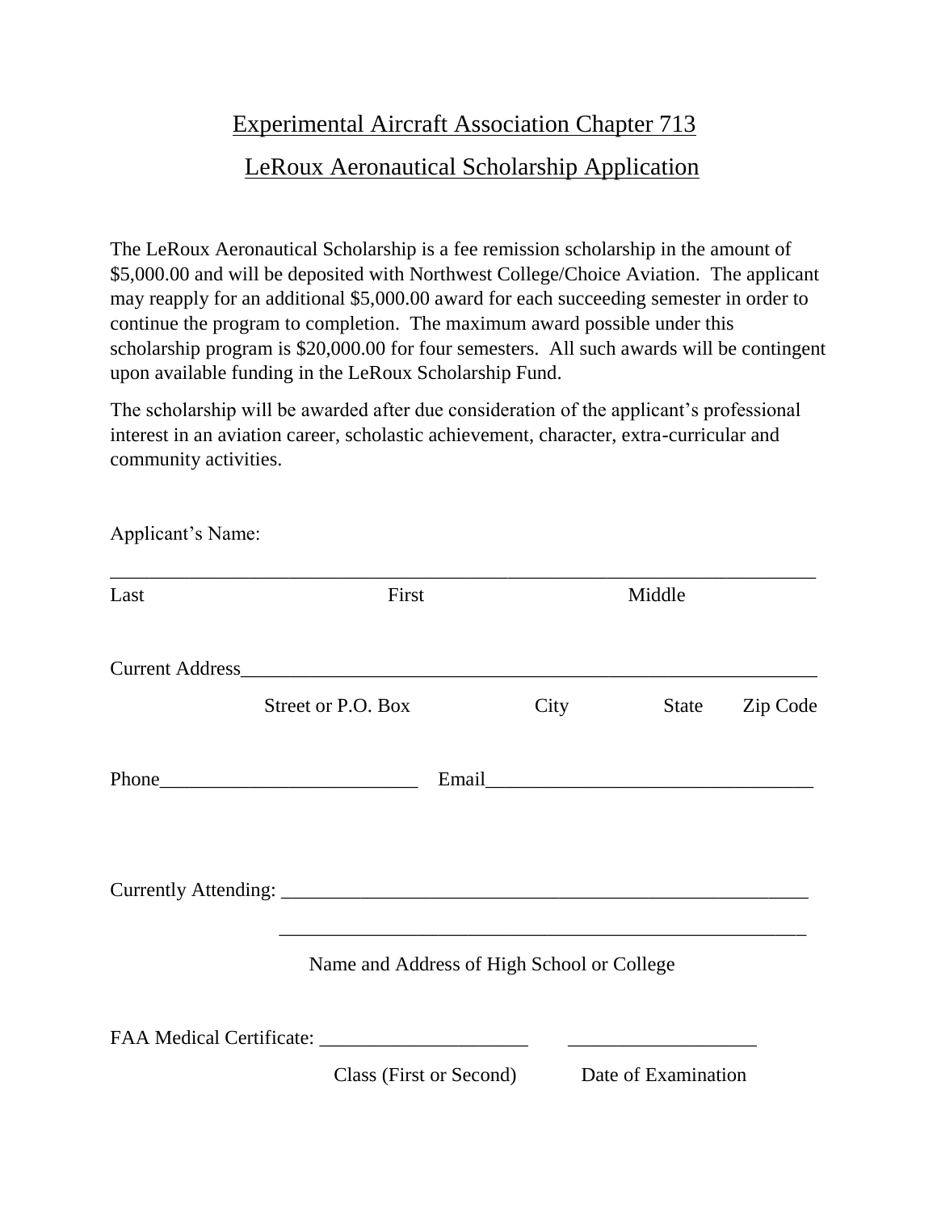# Experimental Aircraft Association Chapter 713

## LeRoux Aeronautical Scholarship Application

The LeRoux Aeronautical Scholarship is a fee remission scholarship in the amount of $5,000.00 and will be deposited with Northwest College/Choice Aviation. The applicant may reapply for an additional $5,000.00 award for each succeeding semester in order to continue the program to completion. The maximum award possible under this scholarship program is $20,000.00 for four semesters. All such awards will be contingent upon available funding in the LeRoux Scholarship Fund.

The scholarship will be awarded after due consideration of the applicant's professional interest in an aviation career, scholastic achievement, character, extra-curricular and community activities.

Applicant's Name:

________________________________________________________________________

Last First Middle

Current Address______________________________________________________

Street or P.O. Box City State Zip Code

Phone__________________________ Email_________________________________

Currently Attending: ________________________________________________________

________________________________________________________

Name and Address of High School or College

FAA Medical Certificate: _____________________ ___________________

Class (First or Second) Date of Examination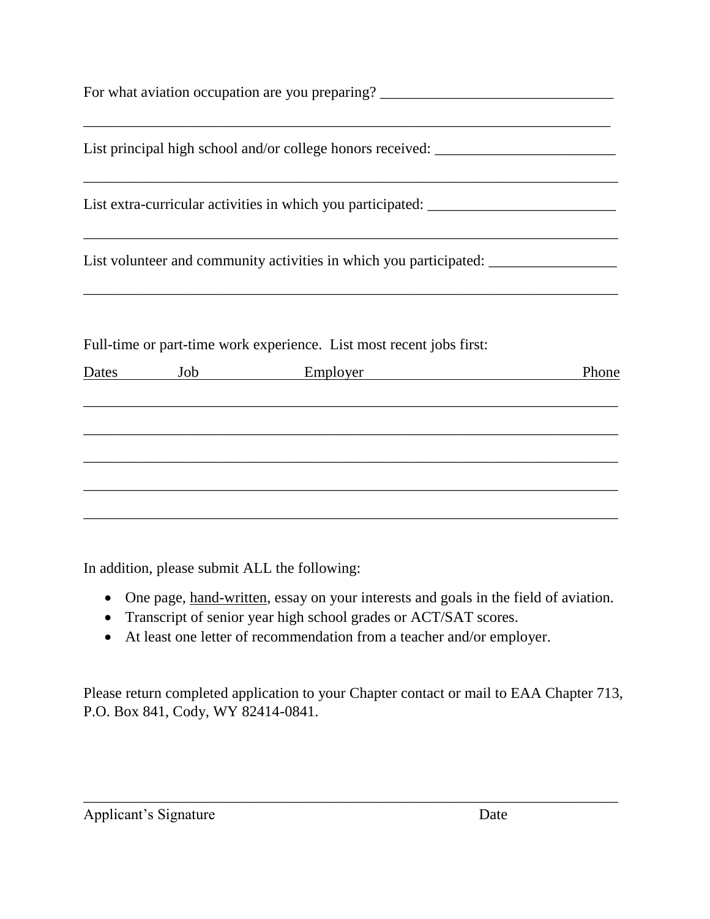For what aviation occupation are you preparing? _______________________________

_______________________________________________________________________

List principal high school and/or college honors received: ________________________

_______________________________________________________________________

List extra-curricular activities in which you participated: _________________________

_______________________________________________________________________

List volunteer and community activities in which you participated: _________________

_______________________________________________________________________

Full-time or part-time work experience. List most recent jobs first:

| Dates | Job | Employer | Phone |
|---|---|---|---|
| | | | |
| | | | |
| | | | |
| | | | |
| | | | |

In addition, please submit ALL the following:

- One page, hand-written, essay on your interests and goals in the field of aviation.
- Transcript of senior year high school grades or ACT/SAT scores.
- At least one letter of recommendation from a teacher and/or employer.

Please return completed application to your Chapter contact or mail to EAA Chapter 713, P.O. Box 841, Cody, WY 82414-0841.

_______________________________________________________________________

Applicant's Signature Date